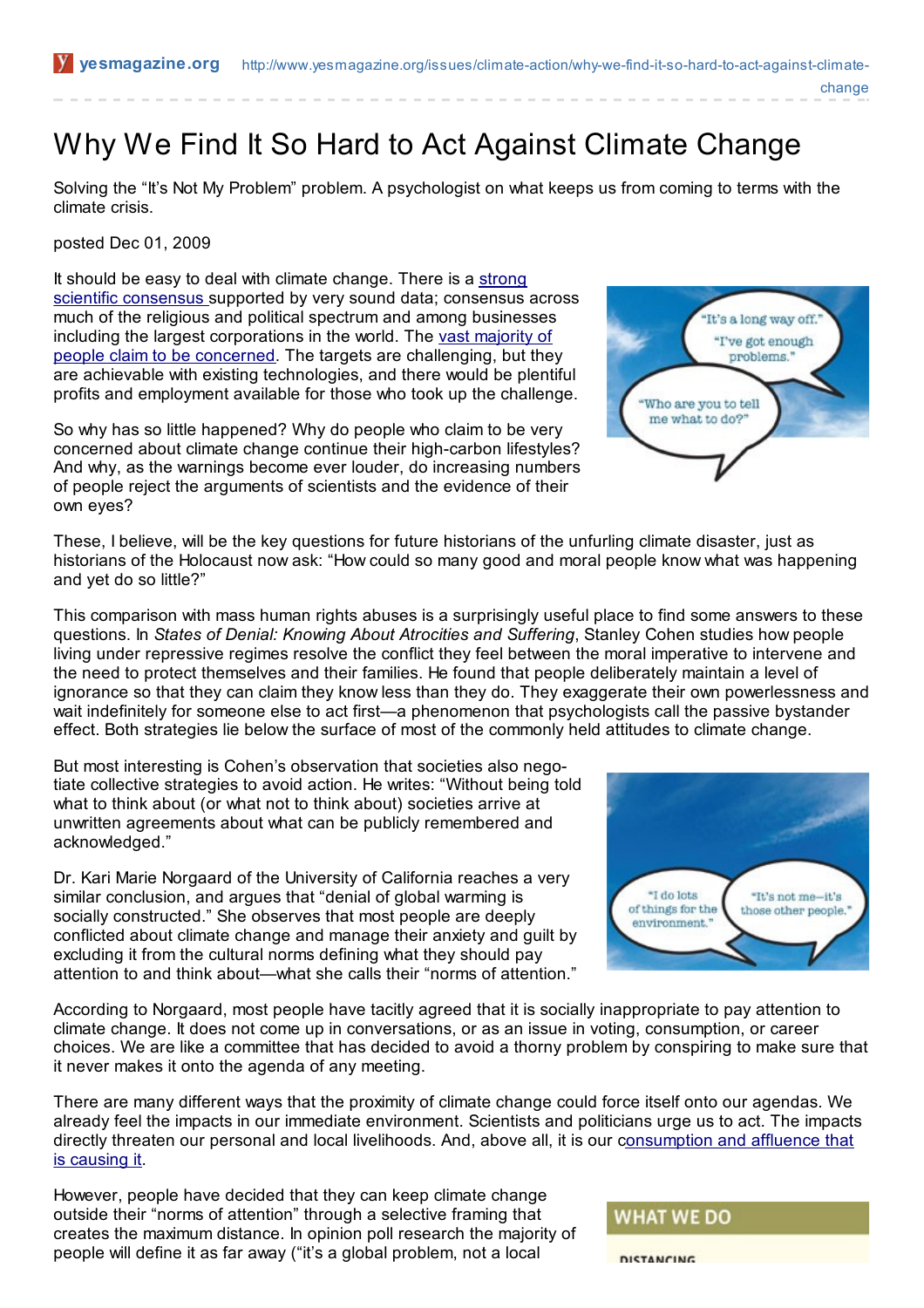yesmagazine.org http://www.yesmagazine.org/issues/climate-action/why-we-find-it-so-hard-to-act-against-climate-change

# Why We Find It So Hard to Act Against Climate Change

Solving the "It's Not My Problem" problem. A psychologist on what keeps us from coming to terms with the climate crisis.

posted Dec 01, 2009

It should be easy to deal with climate change. There is a strong scientific consensus supported by very sound data; consensus across much of the religious and political spectrum and among businesses including the largest corporations in the world. The vast majority of people claim to be concerned. The targets are challenging, but they are achievable with existing technologies, and there would be plentiful profits and employment available for those who took up the challenge.

So why has so little happened? Why do people who claim to be very concerned about climate change continue their high-carbon lifestyles? And why, as the warnings become ever louder, do increasing numbers of people reject the arguments of scientists and the evidence of their own eyes?

These, I believe, will be the key questions for future historians of the unfurling climate disaster, just as historians of the Holocaust now ask: "How could so many good and moral people know what was happening and yet do so little?"

This comparison with mass human rights abuses is a surprisingly useful place to find some answers to these questions. In *States of Denial: Knowing About Atrocities and Suffering*, Stanley Cohen studies how people living under repressive regimes resolve the conflict they feel between the moral imperative to intervene and the need to protect themselves and their families. He found that people deliberately maintain a level of ignorance so that they can claim they know less than they do. They exaggerate their own powerlessness and wait indefinitely for someone else to act first—a phenomenon that psychologists call the passive bystander effect. Both strategies lie below the surface of most of the commonly held attitudes to climate change.

But most interesting is Cohen's observation that societies also negotiate collective strategies to avoid action. He writes: "Without being told what to think about (or what not to think about) societies arrive at unwritten agreements about what can be publicly remembered and acknowledged."

Dr. Kari Marie Norgaard of the University of California reaches a very similar conclusion, and argues that "denial of global warming is socially constructed." She observes that most people are deeply conflicted about climate change and manage their anxiety and guilt by excluding it from the cultural norms defining what they should pay attention to and think about—what she calls their "norms of attention."

According to Norgaard, most people have tacitly agreed that it is socially inappropriate to pay attention to climate change. It does not come up in conversations, or as an issue in voting, consumption, or career choices. We are like a committee that has decided to avoid a thorny problem by conspiring to make sure that it never makes it onto the agenda of any meeting.

There are many different ways that the proximity of climate change could force itself onto our agendas. We already feel the impacts in our immediate environment. Scientists and politicians urge us to act. The impacts directly threaten our personal and local livelihoods. And, above all, it is our consumption and affluence that is causing it.

However, people have decided that they can keep climate change outside their "norms of attention" through a selective framing that creates the maximum distance. In opinion poll research the majority of people will define it as far away ("it's a global problem, not a local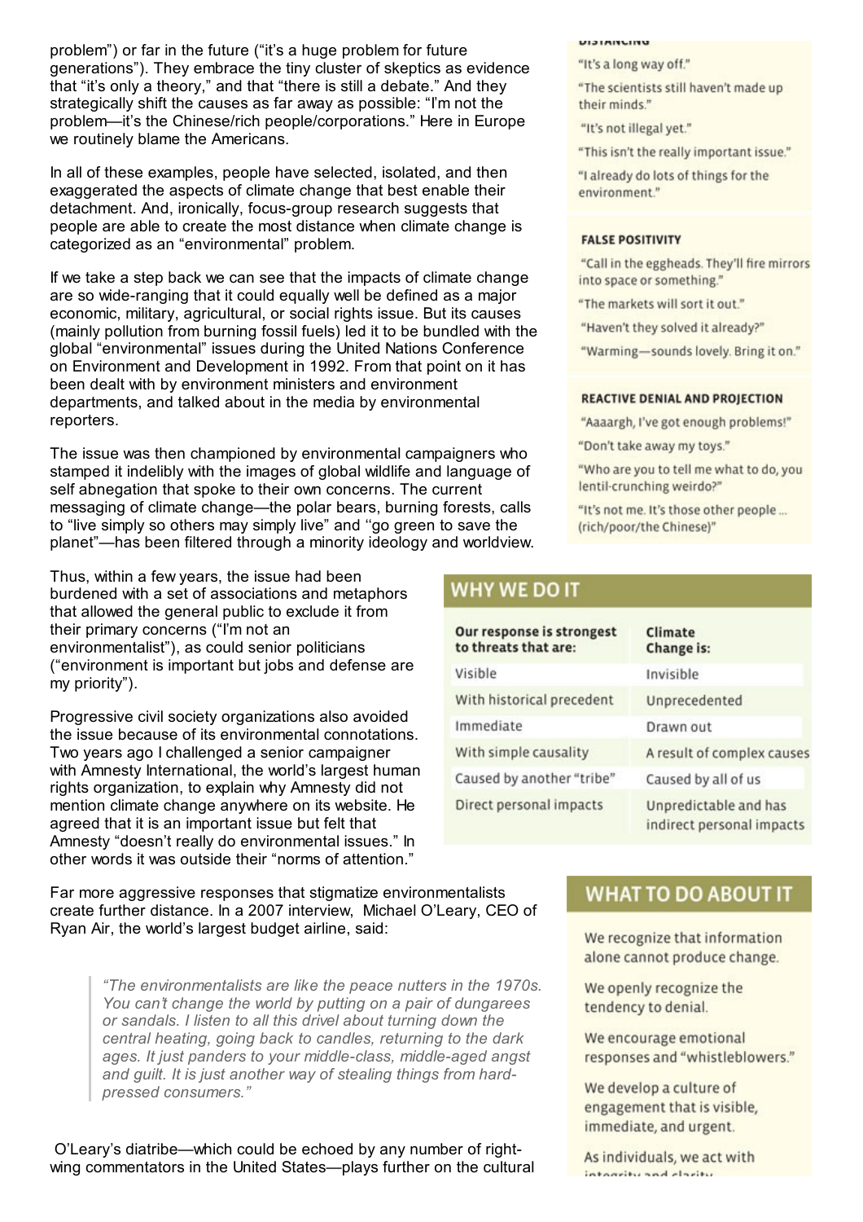problem") or far in the future ("it's a huge problem for future generations"). They embrace the tiny cluster of skeptics as evidence that "it's only a theory," and that "there is still a debate." And they strategically shift the causes as far away as possible: "I'm not the problem—it's the Chinese/rich people/corporations." Here in Europe we routinely blame the Americans.

In all of these examples, people have selected, isolated, and then exaggerated the aspects of climate change that best enable their detachment. And, ironically, focus-group research suggests that people are able to create the most distance when climate change is categorized as an "environmental" problem.

If we take a step back we can see that the impacts of climate change are so wide-ranging that it could equally well be defined as a major economic, military, agricultural, or social rights issue. But its causes (mainly pollution from burning fossil fuels) led it to be bundled with the global "environmental" issues during the United Nations Conference on Environment and Development in 1992. From that point on it has been dealt with by environment ministers and environment departments, and talked about in the media by environmental reporters.

The issue was then championed by environmental campaigners who stamped it indelibly with the images of global wildlife and language of self abnegation that spoke to their own concerns. The current messaging of climate change—the polar bears, burning forests, calls to "live simply so others may simply live" and "go green to save the planet"—has been filtered through a minority ideology and worldview.

Thus, within a few years, the issue had been burdened with a set of associations and metaphors that allowed the general public to exclude it from their primary concerns ("I'm not an environmentalist"), as could senior politicians ("environment is important but jobs and defense are my priority").

Progressive civil society organizations also avoided the issue because of its environmental connotations. Two years ago I challenged a senior campaigner with Amnesty International, the world's largest human rights organization, to explain why Amnesty did not mention climate change anywhere on its website. He agreed that it is an important issue but felt that Amnesty "doesn't really do environmental issues." In other words it was outside their "norms of attention."

Far more aggressive responses that stigmatize environmentalists create further distance. In a 2007 interview, Michael O'Leary, CEO of Ryan Air, the world's largest budget airline, said:

> *"The environmentalists are like the peace nutters in the 1970s. You can't change the world by putting on a pair of dungarees or sandals. I listen to all this drivel about turning down the central heating, going back to candles, returning to the dark ages. It just panders to your middle-class, middle-aged angst and guilt. It is just another way of stealing things from hard-pressed consumers."*

O'Leary's diatribe—which could be echoed by any number of right-wing commentators in the United States—plays further on the cultural

**DISTANCING**

"It's a long way off."

"The scientists still haven't made up their minds."

"It's not illegal yet."

"This isn't the really important issue."

"I already do lots of things for the environment."

**FALSE POSITIVITY**

"Call in the eggheads. They'll fire mirrors into space or something."

"The markets will sort it out."

"Haven't they solved it already?"

"Warming—sounds lovely. Bring it on."

**REACTIVE DENIAL AND PROJECTION**

"Aaaargh, I've got enough problems!"

"Don't take away my toys."

"Who are you to tell me what to do, you lentil-crunching weirdo?"

"It's not me. It's those other people ... (rich/poor/the Chinese)"

## WHY WE DO IT

| Our response is strongest to threats that are: | Climate Change is: |
|---|---|
| Visible | Invisible |
| With historical precedent | Unprecedented |
| Immediate | Drawn out |
| With simple causality | A result of complex causes |
| Caused by another "tribe" | Caused by all of us |
| Direct personal impacts | Unpredictable and has indirect personal impacts |

## WHAT TO DO ABOUT IT

We recognize that information alone cannot produce change.

We openly recognize the tendency to denial.

We encourage emotional responses and "whistleblowers."

We develop a culture of engagement that is visible, immediate, and urgent.

As individuals, we act with integrity and clarity.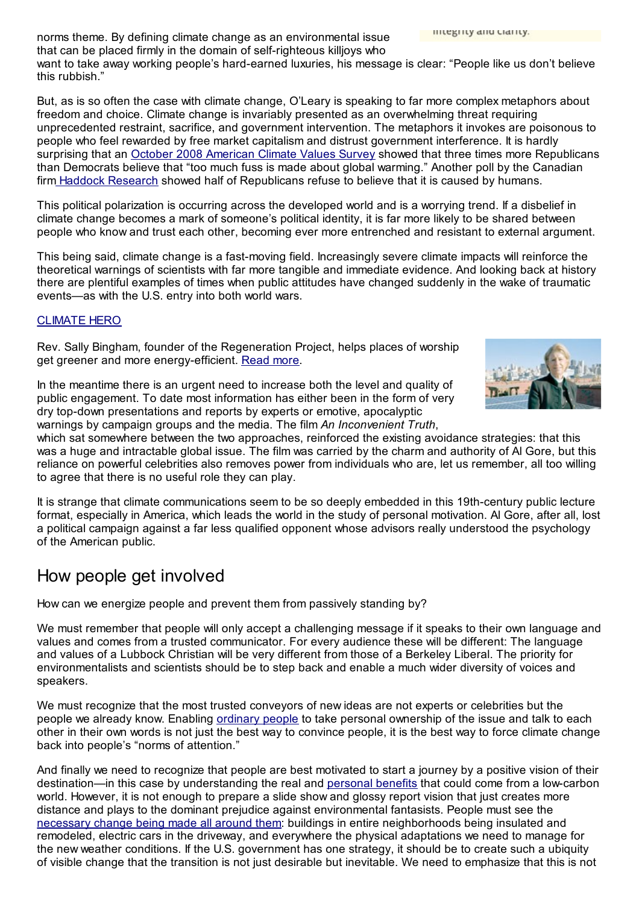norms theme. By defining climate change as an environmental issue that can be placed firmly in the domain of self-righteous killjoys who want to take away working people's hard-earned luxuries, his message is clear: "People like us don't believe this rubbish."

But, as is so often the case with climate change, O'Leary is speaking to far more complex metaphors about freedom and choice. Climate change is invariably presented as an overwhelming threat requiring unprecedented restraint, sacrifice, and government intervention. The metaphors it invokes are poisonous to people who feel rewarded by free market capitalism and distrust government interference. It is hardly surprising that an October 2008 American Climate Values Survey showed that three times more Republicans than Democrats believe that "too much fuss is made about global warming." Another poll by the Canadian firm Haddock Research showed half of Republicans refuse to believe that it is caused by humans.

This political polarization is occurring across the developed world and is a worrying trend. If a disbelief in climate change becomes a mark of someone's political identity, it is far more likely to be shared between people who know and trust each other, becoming ever more entrenched and resistant to external argument.

This being said, climate change is a fast-moving field. Increasingly severe climate impacts will reinforce the theoretical warnings of scientists with far more tangible and immediate evidence. And looking back at history there are plentiful examples of times when public attitudes have changed suddenly in the wake of traumatic events—as with the U.S. entry into both world wars.

CLIMATE HERO

Rev. Sally Bingham, founder of the Regeneration Project, helps places of worship get greener and more energy-efficient. Read more.

In the meantime there is an urgent need to increase both the level and quality of public engagement. To date most information has either been in the form of very dry top-down presentations and reports by experts or emotive, apocalyptic warnings by campaign groups and the media. The film *An Inconvenient Truth*, which sat somewhere between the two approaches, reinforced the existing avoidance strategies: that this was a huge and intractable global issue. The film was carried by the charm and authority of Al Gore, but this reliance on powerful celebrities also removes power from individuals who are, let us remember, all too willing to agree that there is no useful role they can play.

It is strange that climate communications seem to be so deeply embedded in this 19th-century public lecture format, especially in America, which leads the world in the study of personal motivation. Al Gore, after all, lost a political campaign against a far less qualified opponent whose advisors really understood the psychology of the American public.

## How people get involved

How can we energize people and prevent them from passively standing by?

We must remember that people will only accept a challenging message if it speaks to their own language and values and comes from a trusted communicator. For every audience these will be different: The language and values of a Lubbock Christian will be very different from those of a Berkeley Liberal. The priority for environmentalists and scientists should be to step back and enable a much wider diversity of voices and speakers.

We must recognize that the most trusted conveyors of new ideas are not experts or celebrities but the people we already know. Enabling ordinary people to take personal ownership of the issue and talk to each other in their own words is not just the best way to convince people, it is the best way to force climate change back into people's "norms of attention."

And finally we need to recognize that people are best motivated to start a journey by a positive vision of their destination—in this case by understanding the real and personal benefits that could come from a low-carbon world. However, it is not enough to prepare a slide show and glossy report vision that just creates more distance and plays to the dominant prejudice against environmental fantasists. People must see the necessary change being made all around them: buildings in entire neighborhoods being insulated and remodeled, electric cars in the driveway, and everywhere the physical adaptations we need to manage for the new weather conditions. If the U.S. government has one strategy, it should be to create such a ubiquity of visible change that the transition is not just desirable but inevitable. We need to emphasize that this is not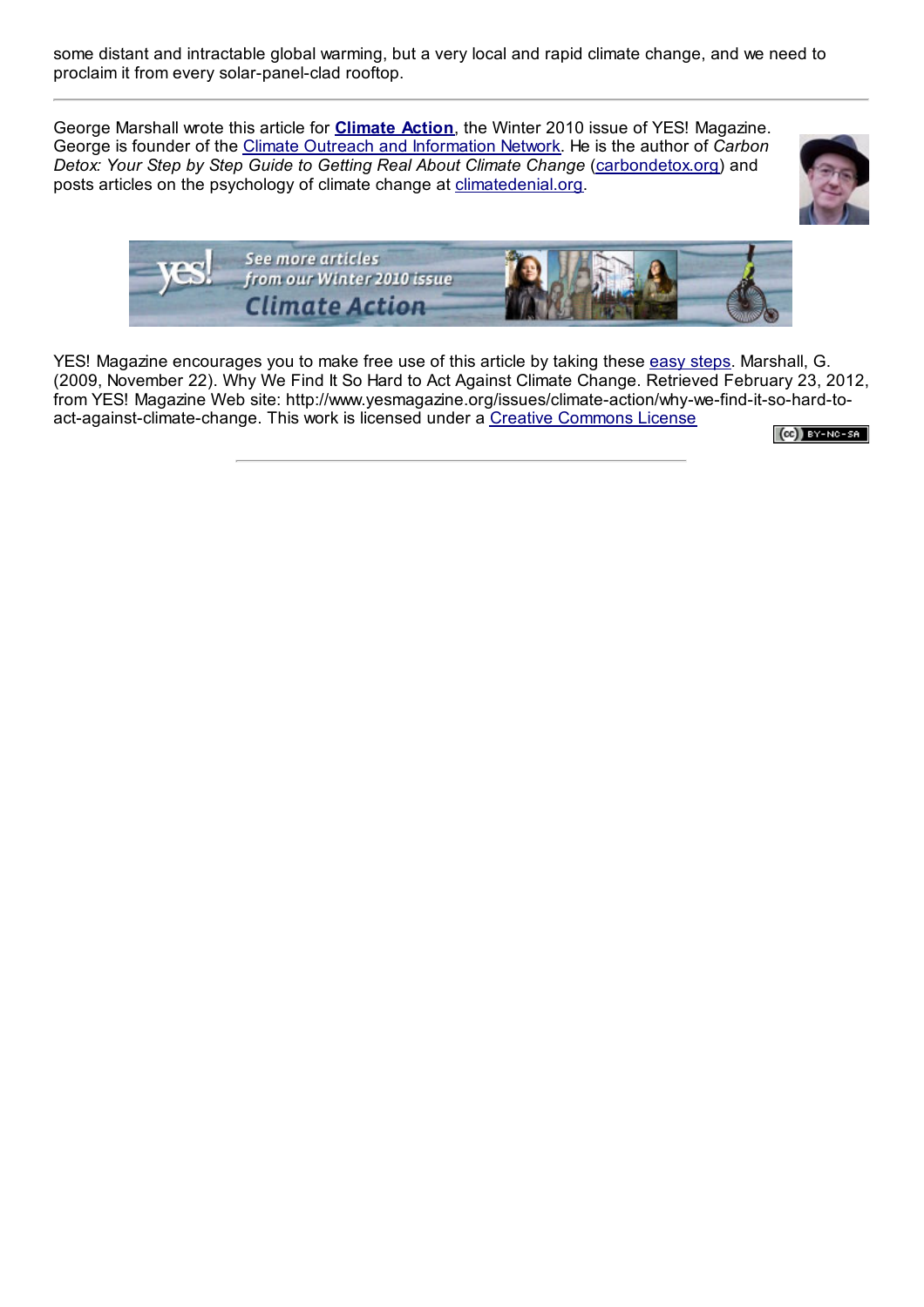some distant and intractable global warming, but a very local and rapid climate change, and we need to proclaim it from every solar-panel-clad rooftop.

---

George Marshall wrote this article for **Climate Action**, the Winter 2010 issue of YES! Magazine. George is founder of the Climate Outreach and Information Network. He is the author of *Carbon Detox: Your Step by Step Guide to Getting Real About Climate Change* (carbondetox.org) and posts articles on the psychology of climate change at climatedenial.org.

YES! Magazine encourages you to make free use of this article by taking these easy steps. Marshall, G. (2009, November 22). Why We Find It So Hard to Act Against Climate Change. Retrieved February 23, 2012, from YES! Magazine Web site: http://www.yesmagazine.org/issues/climate-action/why-we-find-it-so-hard-to-act-against-climate-change. This work is licensed under a Creative Commons License